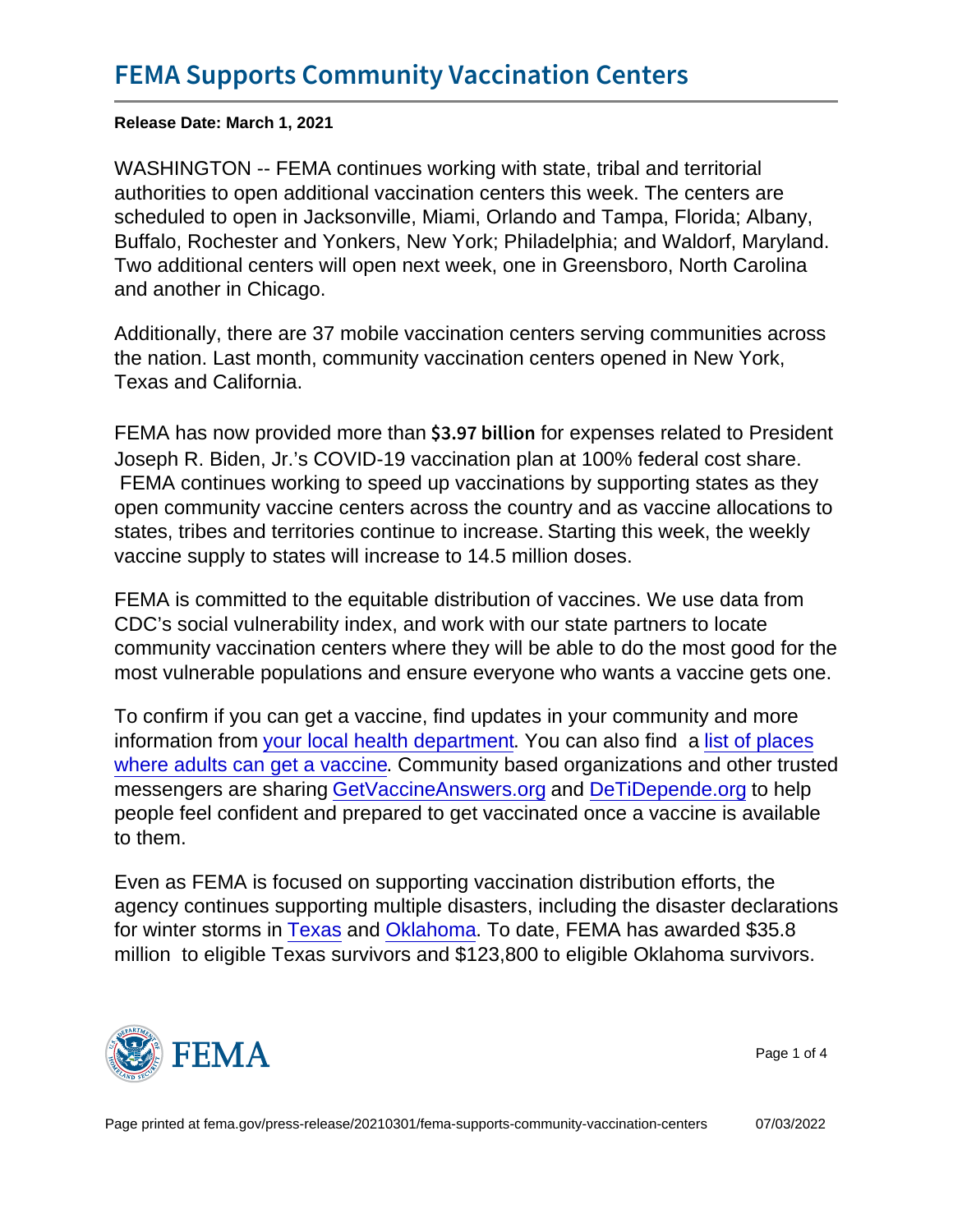# FEMA Supports Community Vaccination Centers

**Release Date: March 1, 2021**

WASHINGTON -- FEMA continues working with state, tribal and territorial authorities to open additional vaccination centers this week. The centers are scheduled to open in Jacksonville, Miami, Orlando and Tampa, Florida; Albany, Buffalo, Rochester and Yonkers, New York; Philadelphia; and Waldorf, Maryland. Two additional centers will open next week, one in Greensboro, North Carolina and another in Chicago.

Additionally, there are 37 mobile vaccination centers serving communities across the nation. Last month, community vaccination centers opened in New York, Texas and California.

FEMA has now provided more than $3.97 billion for expenses related to President Joseph R. Biden, Jr.'s COVID-19 vaccination plan at 100% federal cost share. FEMA continues working to speed up vaccinations by supporting states as they open community vaccine centers across the country and as vaccine allocations to states, tribes and territories continue to increase. Starting this week, the weekly vaccine supply to states will increase to 14.5 million doses.

FEMA is committed to the equitable distribution of vaccines. We use data from CDC's social vulnerability index, and work with our state partners to locate community vaccination centers where they will be able to do the most good for the most vulnerable populations and ensure everyone who wants a vaccine gets one.

To confirm if you can get a vaccine, find updates in your community and more information from your local health department. You can also find a list of places where adults can get a vaccine. Community based organizations and other trusted messengers are sharing GetVaccineAnswers.org and DeTiDepende.org to help people feel confident and prepared to get vaccinated once a vaccine is available to them.

Even as FEMA is focused on supporting vaccination distribution efforts, the agency continues supporting multiple disasters, including the disaster declarations for winter storms in Texas and Oklahoma. To date, FEMA has awarded $35.8 million to eligible Texas survivors and $123,800 to eligible Oklahoma survivors.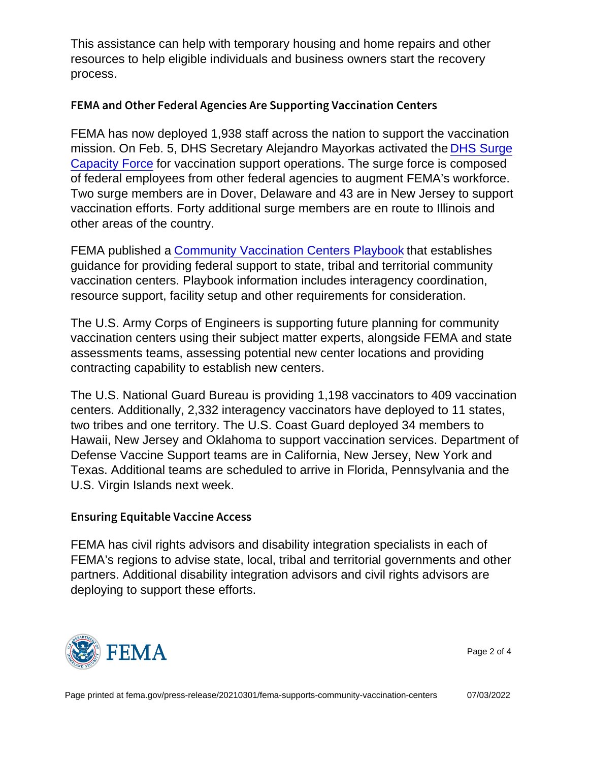This assistance can help with temporary housing and home repairs and other resources to help eligible individuals and business owners start the recovery process.

## FEMA and Other Federal Agencies Are Supporting Vaccination Centers

FEMA has now deployed 1,938 staff across the nation to support the vaccination mission. On Feb. 5, DHS Secretary Alejandro Mayorkas activated the DHS Surge Capacity Force for vaccination support operations. The surge force is composed of federal employees from other federal agencies to augment FEMA's workforce. Two surge members are in Dover, Delaware and 43 are in New Jersey to support vaccination efforts. Forty additional surge members are en route to Illinois and other areas of the country.

FEMA published a Community Vaccination Centers Playbook that establishes guidance for providing federal support to state, tribal and territorial community vaccination centers. Playbook information includes interagency coordination, resource support, facility setup and other requirements for consideration.

The U.S. Army Corps of Engineers is supporting future planning for community vaccination centers using their subject matter experts, alongside FEMA and state assessments teams, assessing potential new center locations and providing contracting capability to establish new centers.

The U.S. National Guard Bureau is providing 1,198 vaccinators to 409 vaccination centers. Additionally, 2,332 interagency vaccinators have deployed to 11 states, two tribes and one territory. The U.S. Coast Guard deployed 34 members to Hawaii, New Jersey and Oklahoma to support vaccination services. Department of Defense Vaccine Support teams are in California, New Jersey, New York and Texas. Additional teams are scheduled to arrive in Florida, Pennsylvania and the U.S. Virgin Islands next week.

## Ensuring Equitable Vaccine Access

FEMA has civil rights advisors and disability integration specialists in each of FEMA's regions to advise state, local, tribal and territorial governments and other partners. Additional disability integration advisors and civil rights advisors are deploying to support these efforts.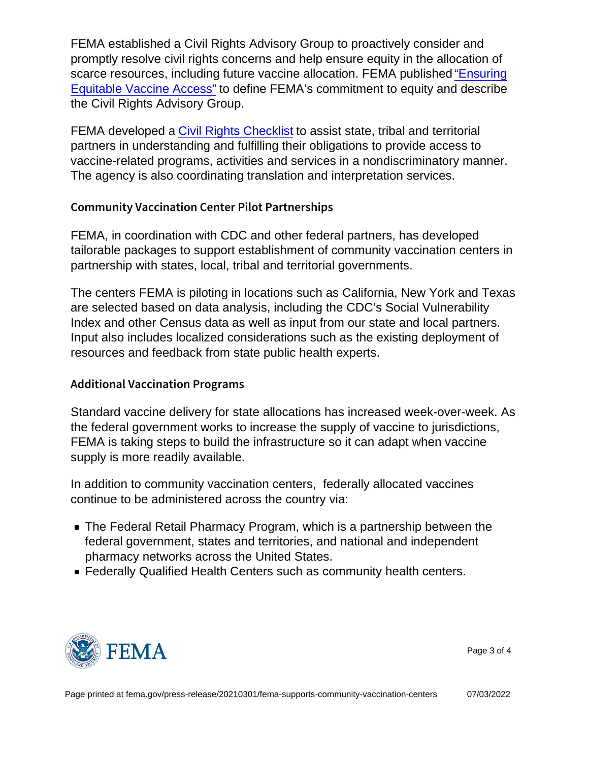FEMA established a Civil Rights Advisory Group to proactively consider and promptly resolve civil rights concerns and help ensure equity in the allocation of scarce resources, including future vaccine allocation. FEMA published "Ensuring Equitable Vaccine Access" to define FEMA's commitment to equity and describe the Civil Rights Advisory Group.

FEMA developed a Civil Rights Checklist to assist state, tribal and territorial partners in understanding and fulfilling their obligations to provide access to vaccine-related programs, activities and services in a nondiscriminatory manner. The agency is also coordinating translation and interpretation services.

### Community Vaccination Center Pilot Partnerships

FEMA, in coordination with CDC and other federal partners, has developed tailorable packages to support establishment of community vaccination centers in partnership with states, local, tribal and territorial governments.

The centers FEMA is piloting in locations such as California, New York and Texas are selected based on data analysis, including the CDC's Social Vulnerability Index and other Census data as well as input from our state and local partners. Input also includes localized considerations such as the existing deployment of resources and feedback from state public health experts.

### Additional Vaccination Programs

Standard vaccine delivery for state allocations has increased week-over-week. As the federal government works to increase the supply of vaccine to jurisdictions, FEMA is taking steps to build the infrastructure so it can adapt when vaccine supply is more readily available.

In addition to community vaccination centers, federally allocated vaccines continue to be administered across the country via:

- The Federal Retail Pharmacy Program, which is a partnership between the federal government, states and territories, and national and independent pharmacy networks across the United States.
- Federally Qualified Health Centers such as community health centers.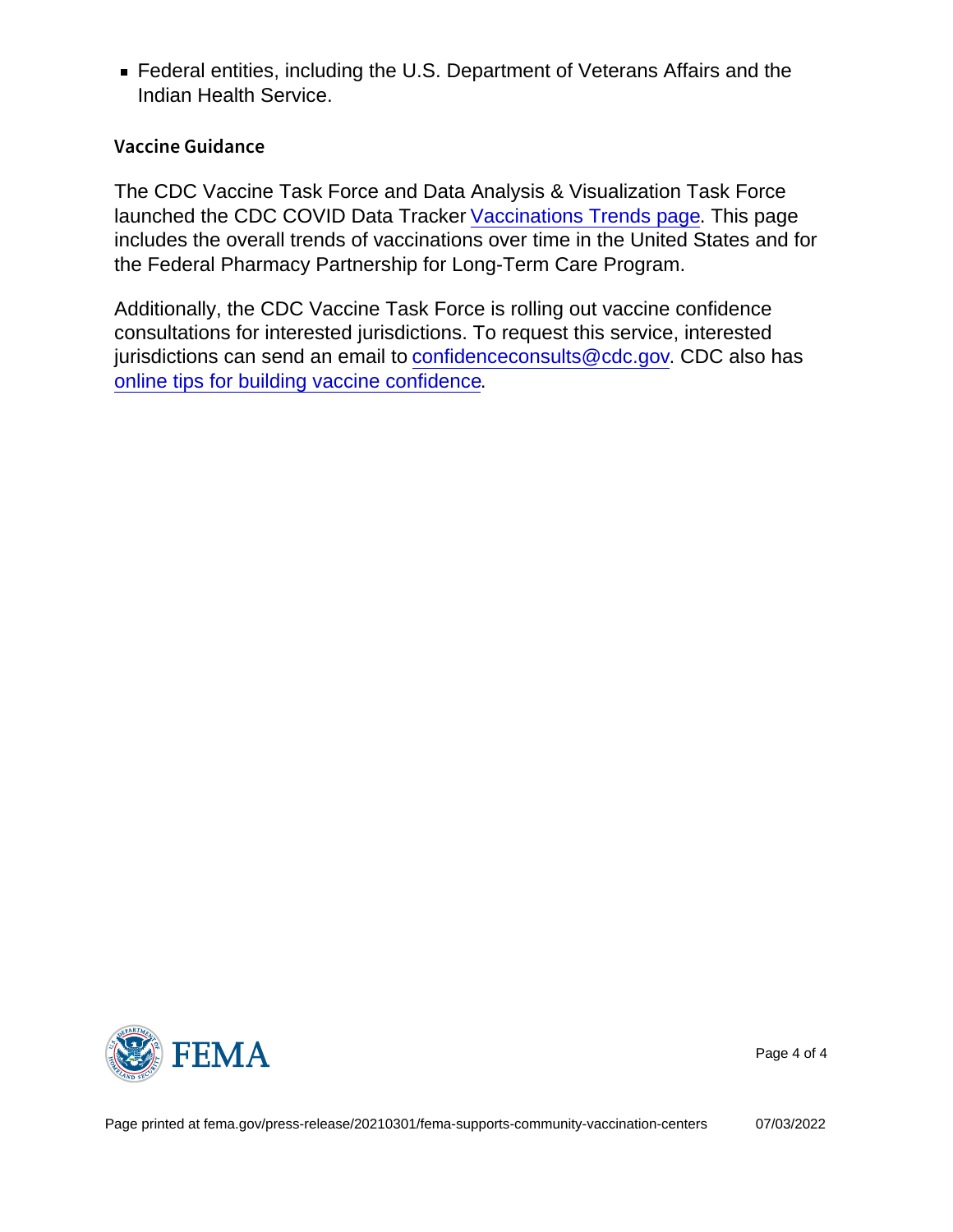- Federal entities, including the U.S. Department of Veterans Affairs and the Indian Health Service.

### Vaccine Guidance

The CDC Vaccine Task Force and Data Analysis & Visualization Task Force launched the CDC COVID Data Tracker Vaccinations Trends page. This page includes the overall trends of vaccinations over time in the United States and for the Federal Pharmacy Partnership for Long-Term Care Program.

Additionally, the CDC Vaccine Task Force is rolling out vaccine confidence consultations for interested jurisdictions. To request this service, interested jurisdictions can send an email to confidenceconsults@cdc.gov. CDC also has online tips for building vaccine confidence.